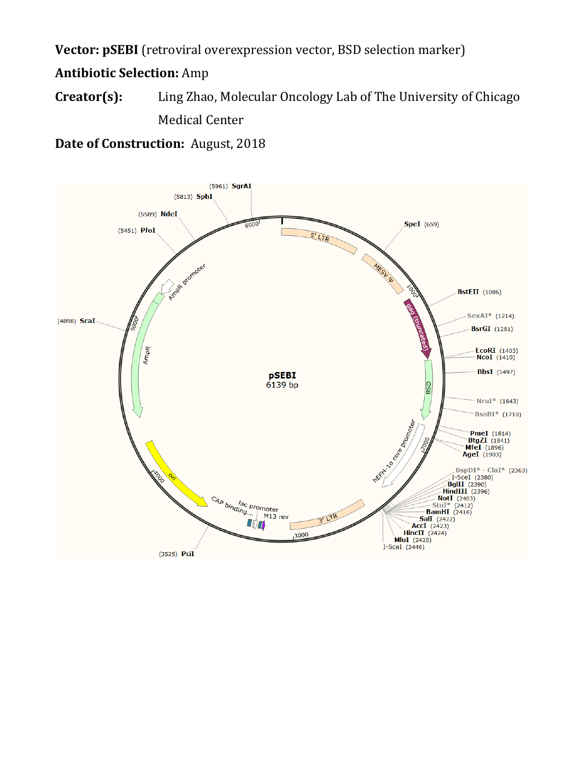**Vector: pSEBI** (retroviral overexpression vector, BSD selection marker)

**Antibiotic Selection:** Amp

**Creator(s):** Ling Zhao, Molecular Oncology Lab of The University of Chicago Medical Center

**Date of Construction:** August, 2018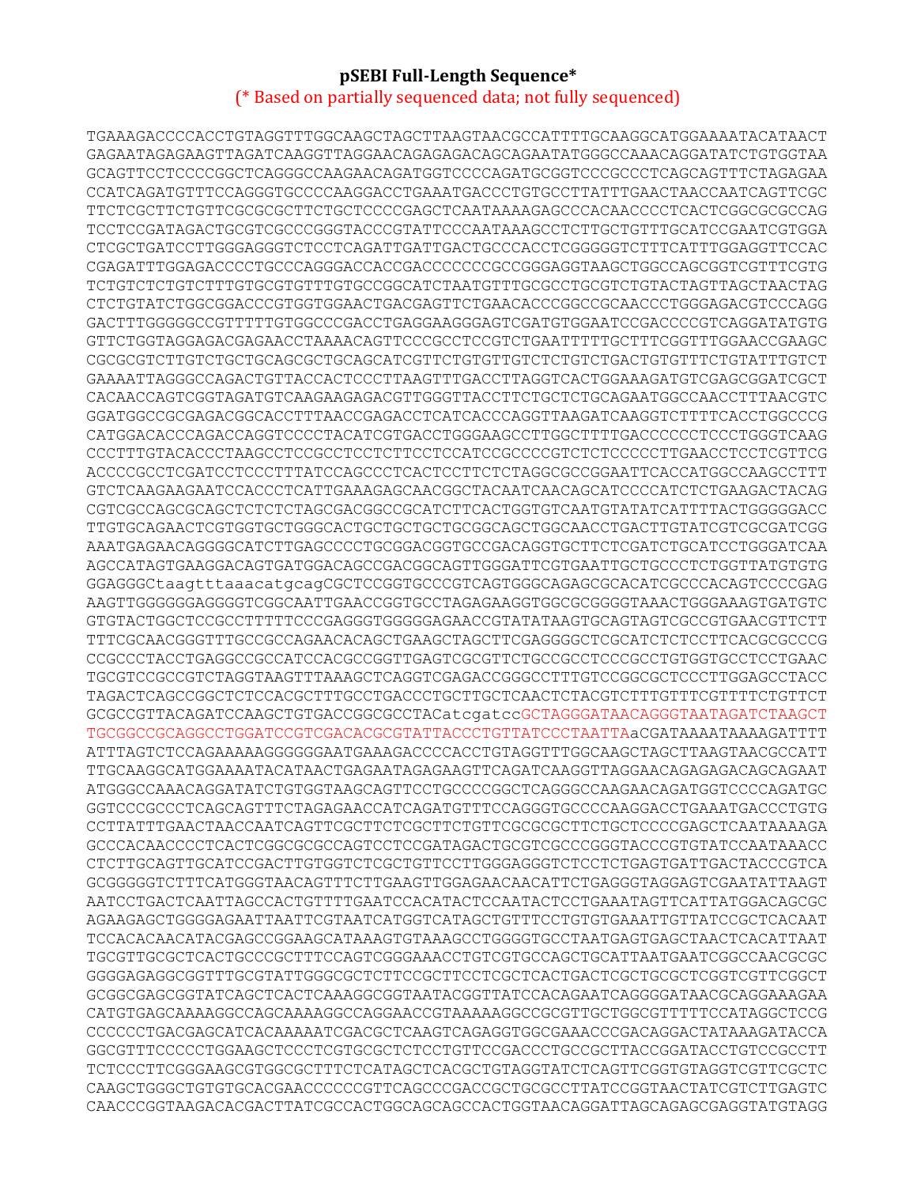**pSEBI Full-Length Sequence***

(* Based on partially sequenced data; not fully sequenced)

```
TGAAAGACCCCACCTGTAGGTTTGGCAAGCTAGCTTAAGTAACGCCATTTTGCAAGGCATGGAAAATACATAACT
GAGAATAGAGAAGTTAGATCAAGGTTAGGAACAGAGAGACAGCAGAATATGGGCCAAACAGGATATCTGTGGTAA
GCAGTTCCTCCCCGGCTCAGGGCCAAGAACAGATGGTCCCCAGATGCGGTCCCGCCCTCAGCAGTTTCTAGAGAA
CCATCAGATGTTTCCAGGGTGCCCCAAGGACCTGAAATGACCCTGTGCCTTATTTGAACTAACCAATCAGTTCGC
TTCTCGCTTCTGTTCGCGCGCTTCTGCTCCCCGAGCTCAATAAAAGAGCCCACAACCCCTCACTCGGCGCGCCAG
TCCTCCGATAGACTGCGTCGCCCGGGTACCCGTATTCCCAATAAAGCCTCTTGCTGTTTGCATCCGAATCGTGGA
CTCGCTGATCCTTGGGAGGGTCTCCTCAGATTGATTGACTGCCCACCTCGGGGGTCTTTCATTTGGAGGTTCCAC
CGAGATTTGGAGACCCCTGCCCAGGGACCACCGACCCCCCCGCCGGGAGGTAAGCTGGCCAGCGGTCGTTTCGTG
TCTGTCTCTGTCTTTGTGCGTGTTTGTGCCGGCATCTAATGTTTGCGCCTGCGTCTGTACTAGTTAGCTAACTAG
CTCTGTATCTGGCGGACCCGTGGTGGAACTGACGAGTTCTGAACACCCGGCCGCAACCCTGGGAGACGTCCCAGG
GACTTTGGGGGCCGTTTTTGTGGCCCGACCTGAGGAAGGGAGTCGATGTGGAATCCGACCCCGTCAGGATATGTG
GTTCTGGTAGGAGACGAGAACCTAAAACAGTTCCCGCCTCCGTCTGAATTTTTGCTTTCGGTTTGGAACCGAAGC
CGCGCGTCTTGTCTGCTGCAGCGCTGCAGCATCGTTCTGTGTTGTCTCTGTCTGACTGTGTTTCTGTATTTGTCT
GAAAATTAGGGCCAGACTGTTACCACTCCCTTAAGTTTGACCTTAGGTCACTGGAAAGATGTCGAGCGGATCGCT
CACAACCAGTCGGTAGATGTCAAGAAGAGACGTTGGGTTACCTTCTGCTCTGCAGAATGGCCAACCTTTAACGTC
GGATGGCCGCGAGACGGCACCTTTAACCGAGACCTCATCACCCAGGTTAAGATCAAGGTCTTTTCACCTGGCCCG
CATGGACACCCAGACCAGGTCCCCTACATCGTGACCTGGGAAGCCTTGGCTTTTGACCCCCCTCCCTGGGTCAAG
CCCTTTGTACACCCTAAGCCTCCGCCTCCTCTTCCTCCATCCGCCCCGTCTCTCCCCCTTGAACCTCCTCGTTCG
ACCCCGCCTCGATCCTCCCTTTATCCAGCCCTCACTCCTTCTCTAGGCGCCGGAATTCACCATGGCCAAGCCTTT
GTCTCAAGAAGAATCCACCCTCATTGAAAGAGCAACGGCTACAATCAACAGCATCCCCATCTCTGAAGACTACAG
CGTCGCCAGCGCAGCTCTCTCTAGCGACGGCCGCATCTTCACTGGTGTCAATGTATATCATTTTACTGGGGGACC
TTGTGCAGAACTCGTGGTGCTGGGCACTGCTGCTGCTGCGGCAGCTGGCAACCTGACTTGTATCGTCGCGATCGG
AAATGAGAACAGGGGCATCTTGAGCCCCTGCGGACGGTGCCGACAGGTGCTTCTCGATCTGCATCCTGGGATCAA
AGCCATAGTGAAGGACAGTGATGGACAGCCGACGGCAGTTGGGATTCGTGAATTGCTGCCCTCTGGTTATGTGTG
GGAGGGCtaagtttaaacatgcagCGCTCCGGTGCCCGTCAGTGGGCAGAGCGCACATCGCCCACAGTCCCCGAG
AAGTTGGGGGGAGGGGTCGGCAATTGAACCGGTGCCTAGAGAAGGTGGCGCGGGGTAAACTGGGAAAGTGATGTC
GTGTACTGGCTCCGCCTTTTTCCCGAGGGTGGGGGAGAACCGTATATAAGTGCAGTAGTCGCCGTGAACGTTCTT
TTTCGCAACGGGTTTGCCGCCAGAACACAGCTGAAGCTAGCTTCGAGGGGCTCGCATCTCTCCTTCACGCGCCCG
CCGCCCTACCTGAGGCCGCCATCCACGCCGGTTGAGTCGCGTTCTGCCGCCTCCCGCCTGTGGTGCCTCCTGAAC
TGCGTCCGCCGTCTAGGTAAGTTTAAAGCTCAGGTCGAGACCGGGCCTTTGTCCGGCGCTCCCTTGGAGCCTACC
TAGACTCAGCCGGCTCTCCACGCTTTGCCTGACCCTGCTTGCTCAACTCTACGTCTTTGTTTCGTTTTCTGTTCT
GCGCCGTTACAGATCCAAGCTGTGACCGGCGCCTACatcgatccGCTAGGGATAACAGGGTAATAGATCTAAGCT
TGCGGCCGCAGGCCTGGATCCGTCGACACGCGTATTACCCTGTTATCCCTAATTAaCGATAAAATAAAAGATTTT
ATTTAGTCTCCAGAAAAAGGGGGGAATGAAAGACCCCACCTGTAGGTTTGGCAAGCTAGCTTAAGTAACGCCATT
TTGCAAGGCATGGAAAATACATAACTGAGAATAGAGAAGTTCAGATCAAGGTTAGGAACAGAGAGACAGCAGAAT
ATGGGCCAAACAGGATATCTGTGGTAAGCAGTTCCTGCCCCGGCTCAGGGCCAAGAACAGATGGTCCCCAGATGC
GGTCCCGCCCTCAGCAGTTTCTAGAGAACCATCAGATGTTTCCAGGGTGCCCCAAGGACCTGAAATGACCCTGTG
CCTTATTTGAACTAACCAATCAGTTCGCTTCTCGCTTCTGTTCGCGCGCTTCTGCTCCCCGAGCTCAATAAAAGA
GCCCACAACCCCTCACTCGGCGCGCCAGTCCTCCGATAGACTGCGTCGCCCGGGTACCCGTGTATCCAATAAACC
CTCTTGCAGTTGCATCCGACTTGTGGTCTCGCTGTTCCTTGGGAGGGTCTCCTCTGAGTGATTGACTACCCGTCA
GCGGGGGTCTTTCATGGGTAACAGTTTCTTGAAGTTGGAGAACAACATTCTGAGGGTAGGAGTCGAATATTAAGT
AATCCTGACTCAATTAGCCACTGTTTTGAATCCACATACTCCAATACTCCTGAAATAGTTCATTATGGACAGCGC
AGAAGAGCTGGGGAGAATTAATTCGTAATCATGGTCATAGCTGTTTCCTGTGTGAAATTGTTATCCGCTCACAAT
TCCACACAACATACGAGCCGGAAGCATAAAGTGTAAAGCCTGGGGTGCCTAATGAGTGAGCTAACTCACATTAAT
TGCGTTGCGCTCACTGCCCGCTTTCCAGTCGGGAAACCTGTCGTGCCAGCTGCATTAATGAATCGGCCAACGCGC
GGGGAGAGGCGGTTTGCGTATTGGGCGCTCTTCCGCTTCCTCGCTCACTGACTCGCTGCGCTCGGTCGTTCGGCT
GCGGCGAGCGGTATCAGCTCACTCAAAGGCGGTAATACGGTTATCCACAGAATCAGGGGATAACGCAGGAAAGAA
CATGTGAGCAAAAGGCCAGCAAAAGGCCAGGAACCGTAAAAAGGCCGCGTTGCTGGCGTTTTTCCATAGGCTCCG
CCCCCCTGACGAGCATCACAAAAATCGACGCTCAAGTCAGAGGTGGCGAAACCCGACAGGACTATAAAGATACCA
GGCGTTTCCCCCTGGAAGCTCCCTCGTGCGCTCTCCTGTTCCGACCCTGCCGCTTACCGGATACCTGTCCGCCTT
TCTCCCTTCGGGAAGCGTGGCGCTTTCTCATAGCTCACGCTGTAGGTATCTCAGTTCGGTGTAGGTCGTTCGCTC
CAAGCTGGGCTGTGTGCACGAACCCCCCGTTCAGCCCGACCGCTGCGCCTTATCCGGTAACTATCGTCTTGAGTC
CAACCCGGTAAGACACGACTTATCGCCACTGGCAGCAGCCACTGGTAACAGGATTAGCAGAGCGAGGTATGTAGG
```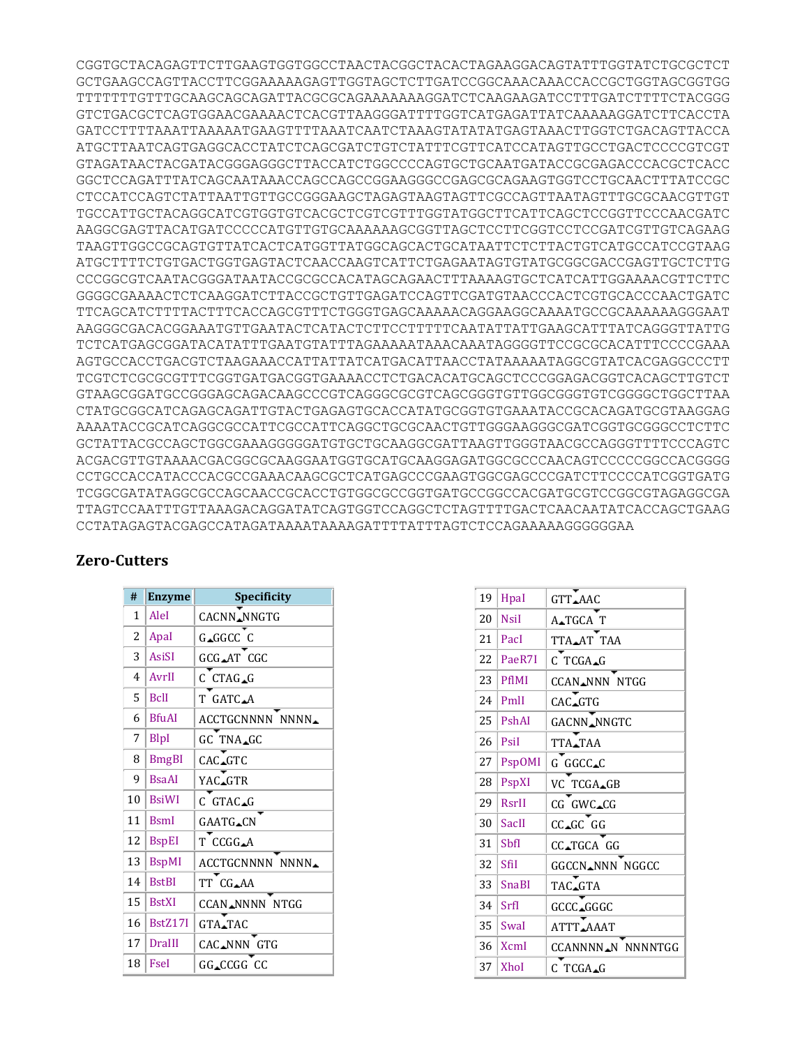```
CGGTGCTACAGAGTTCTTGAAGTGGTGGCCTAACTACGGCTACACTAGAAGGACAGTATTTGGTATCTGCGCTCT
GCTGAAGCCAGTTACCTTCGGAAAAAGAGTTGGTAGCTCTTGATCCGGCAAACAAACCACCGCTGGTAGCGGTGG
TTTTTTTGTTTGCAAGCAGCAGATTACGCGCAGAAAAAAAGGATCTCAAGAAGATCCTTTGATCTTTTCTACGGG
GTCTGACGCTCAGTGGAACGAAAACTCACGTTAAGGGATTTTGGTCATGAGATTATCAAAAAGGATCTTCACCTA
GATCCTTTTAAATTAAAAATGAAGTTTTAAATCAATCTAAAGTATATATGAGTAAACTTGGTCTGACAGTTACCA
ATGCTTAATCAGTGAGGCACCTATCTCAGCGATCTGTCTATTTCGTTCATCCATAGTTGCCTGACTCCCCGTCGT
GTAGATAACTACGATACGGGAGGGCTTACCATCTGGCCCCAGTGCTGCAATGATACCGCGAGACCCACGCTCACC
GGCTCCAGATTTATCAGCAATAAACCAGCCAGCCGGAAGGGCCGAGCGCAGAAGTGGTCCTGCAACTTTATCCGC
CTCCATCCAGTCTATTAATTGTTGCCGGGAAGCTAGAGTAAGTAGTTCGCCAGTTAATAGTTTGCGCAACGTTGT
TGCCATTGCTACAGGCATCGTGGTGTCACGCTCGTCGTTTGGTATGGCTTCATTCAGCTCCGGTTCCCAACGATC
AAGGCGAGTTACATGATCCCCCATGTTGTGCAAAAAAGCGGTTAGCTCCTTCGGTCCTCCGATCGTTGTCAGAAG
TAAGTTGGCCGCAGTGTTATCACTCATGGTTATGGCAGCACTGCATAATTCTCTTACTGTCATGCCATCCGTAAG
ATGCTTTTCTGTGACTGGTGAGTACTCAACCAAGTCATTCTGAGAATAGTGTATGCGGCGACCGAGTTGCTCTTG
CCCGGCGTCAATACGGGATAATACCGCGCCACATAGCAGAACTTTAAAAGTGCTCATCATTGGAAAACGTTCTTC
GGGGCGAAAACTCTCAAGGATCTTACCGCTGTTGAGATCCAGTTCGATGTAACCCACTCGTGCACCCAACTGATC
TTCAGCATCTTTTACTTTCACCAGCGTTTCTGGGTGAGCAAAAACAGGAAGGCAAAATGCCGCAAAAAAGGGAAT
AAGGGCGACACGGAAATGTTGAATACTCATACTCTTCCTTTTTCAATATTATTGAAGCATTTATCAGGGTTATTG
TCTCATGAGCGGATACATATTTGAATGTATTTAGAAAAATAAACAAATAGGGGTTCCGCGCACATTTCCCCGAAA
AGTGCCACCTGACGTCTAAGAAACCATTATTATCATGACATTAACCTATAAAAATAGGCGTATCACGAGGCCCTT
TCGTCTCGCGCGTTTCGGTGATGACGGTGAAAACCTCTGACACATGCAGCTCCCGGAGACGGTCACAGCTTGTCT
GTAAGCGGATGCCGGGAGCAGACAAGCCCGTCAGGGCGCGTCAGCGGGTGTTGGCGGGTGTCGGGGCTGGCTTAA
CTATGCGGCATCAGAGCAGATTGTACTGAGAGTGCACCATATGCGGTGTGAAATACCGCACAGATGCGTAAGGAG
AAAATACCGCATCAGGCGCCATTCGCCATTCAGGCTGCGCAACTGTTGGGAAGGGCGATCGGTGCGGGCCTCTTC
GCTATTACGCCAGCTGGCGAAAGGGGGATGTGCTGCAAGGCGATTAAGTTGGGTAACGCCAGGGTTTTCCCAGTC
ACGACGTTGTAAAACGACGGCGCAAGGAATGGTGCATGCAAGGAGATGGCGCCCAACAGTCCCCCGGCCACGGGG
CCTGCCACCATACCCACGCCGAAACAAGCGCTCATGAGCCCGAAGTGGCGAGCCCGATCTTCCCCATCGGTGATG
TCGGCGATATAGGCGCCAGCAACCGCACCTGTGGCGCCGGTGATGCCGGCCACGATGCGTCCGGCGTAGAGGCGA
TTAGTCCAATTTGTTAAAGACAGGATATCAGTGGTCCAGGCTCTAGTTTTGACTCAACAATATCACCAGCTGAAG
CCTATAGAGTACGAGCCATAGATAAAATAAAAGATTTTATTTAGTCTCCAGAAAAAGGGGGGAA
```

## Zero-Cutters

| # | Enzyme | Specificity |
|---|---|---|
| 1 | AleI | CACNN▲NNGTG |
| 2 | ApaI | G▲GGCC▼C |
| 3 | AsiSI | GCG▲AT▼CGC |
| 4 | AvrII | C▼CTAG▲G |
| 5 | BclI | T▼GATC▲A |
| 6 | BfuAI | ACCTGCNNNN▼NNNN▲ |
| 7 | BlpI | GC▼TNA▲GC |
| 8 | BmgBI | CAC▲GTC |
| 9 | BsaAI | YAC▲GTR |
| 10 | BsiWI | C▼GTAC▲G |
| 11 | BsmI | GAATG▲CN▼ |
| 12 | BspEI | T▼CCGG▲A |
| 13 | BspMI | ACCTGCNNNN▼NNNN▲ |
| 14 | BstBI | TT▼CG▲AA |
| 15 | BstXI | CCAN▲NNNN▼NTGG |
| 16 | BstZ17I | GTA▲TAC |
| 17 | DraIII | CAC▲NNN▼GTG |
| 18 | FseI | GG▲CCGG▼CC |
| 19 | HpaI | GTT▲AAC |
| 20 | NsiI | A▲TGCA▼T |
| 21 | PacI | TTA▲AT▼TAA |
| 22 | PaeR7I | C▼TCGA▲G |
| 23 | PflMI | CCAN▲NNN▼NTGG |
| 24 | PmlI | CAC▲GTG |
| 25 | PshAI | GACNN▲NNGTC |
| 26 | PsiI | TTA▲TAA |
| 27 | PspOMI | G▼GGCC▲C |
| 28 | PspXI | VC▼TCGA▲GB |
| 29 | RsrII | CG▼GWC▲CG |
| 30 | SacII | CC▲GC▼GG |
| 31 | SbfI | CC▲TGCA▼GG |
| 32 | SfiI | GGCCN▲NNN▼NGGCC |
| 33 | SnaBI | TAC▲GTA |
| 34 | SrfI | GCCC▲GGGC |
| 35 | SwaI | ATTT▲AAAT |
| 36 | XcmI | CCANNNNN▲N▼NNNNTGG |
| 37 | XhoI | C▼TCGA▲G |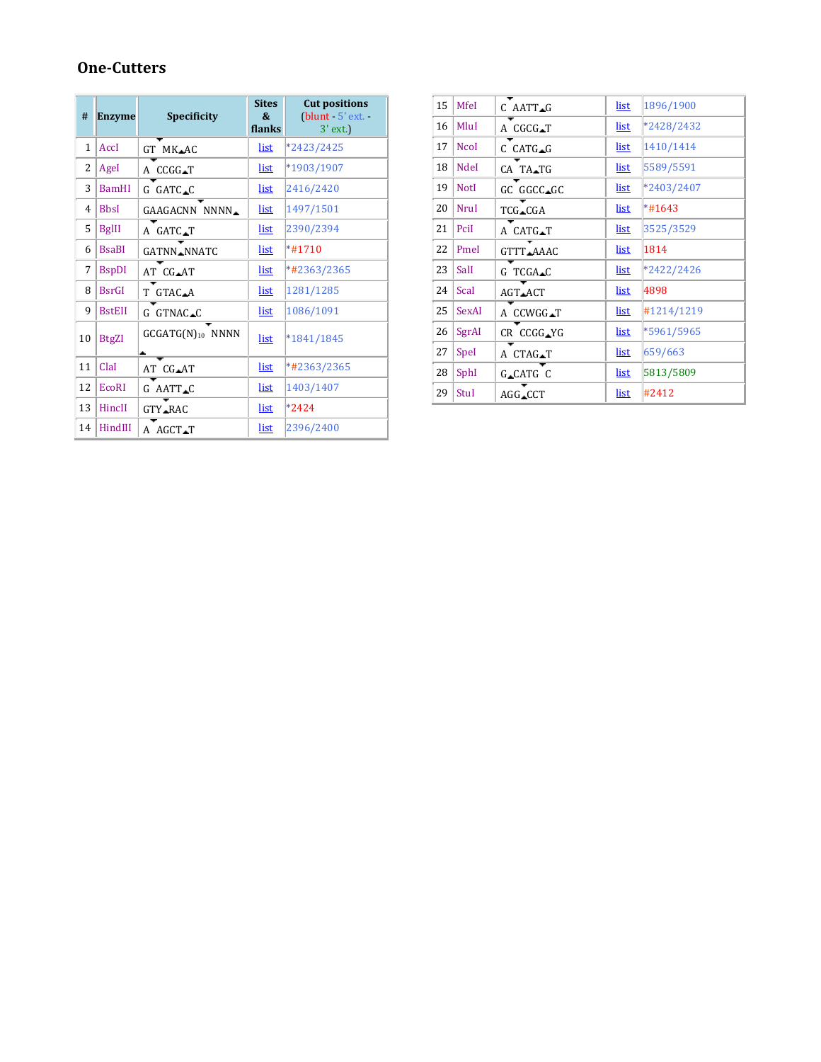## One-Cutters

| # | Enzyme | Specificity | Sites & flanks | Cut positions (blunt - 5' ext. - 3' ext.) |
|---|---|---|---|---|
| 1 | AccI | GT MKAC | list | *2423/2425 |
| 2 | AgeI | A CCGGT | list | *1903/1907 |
| 3 | BamHI | G GATCC | list | 2416/2420 |
| 4 | BbsI | GAAGACNN NNNN | list | 1497/1501 |
| 5 | BglII | A GATCT | list | 2390/2394 |
| 6 | BsaBI | GATNNNNATC | list | *#1710 |
| 7 | BspDI | AT CGAT | list | *#2363/2365 |
| 8 | BsrGI | T GTACA | list | 1281/1285 |
| 9 | BstEII | G GTNACC | list | 1086/1091 |
| 10 | BtgZI | GCGATG(N)10 NNNN | list | *1841/1845 |
| 11 | ClaI | AT CGAT | list | *#2363/2365 |
| 12 | EcoRI | G AATTC | list | 1403/1407 |
| 13 | HincII | GTYRAC | list | *2424 |
| 14 | HindIII | A AGCTT | list | 2396/2400 |
| 15 | MfeI | C AATTG | list | 1896/1900 |
| 16 | MluI | A CGCGT | list | *2428/2432 |
| 17 | NcoI | C CATGG | list | 1410/1414 |
| 18 | NdeI | CA TATG | list | 5589/5591 |
| 19 | NotI | GC GGCCGC | list | *2403/2407 |
| 20 | NruI | TCGCGA | list | *#1643 |
| 21 | PciI | A CATGT | list | 3525/3529 |
| 22 | PmeI | GTTTAAAC | list | 1814 |
| 23 | SalI | G TCGAC | list | *2422/2426 |
| 24 | ScaI | AGTACT | list | 4898 |
| 25 | SexAI | A CCWGGT | list | #1214/1219 |
| 26 | SgrAI | CR CCGGYG | list | *5961/5965 |
| 27 | SpeI | A CTAGT | list | 659/663 |
| 28 | SphI | GCATG C | list | 5813/5809 |
| 29 | StuI | AGGCCT | list | #2412 |